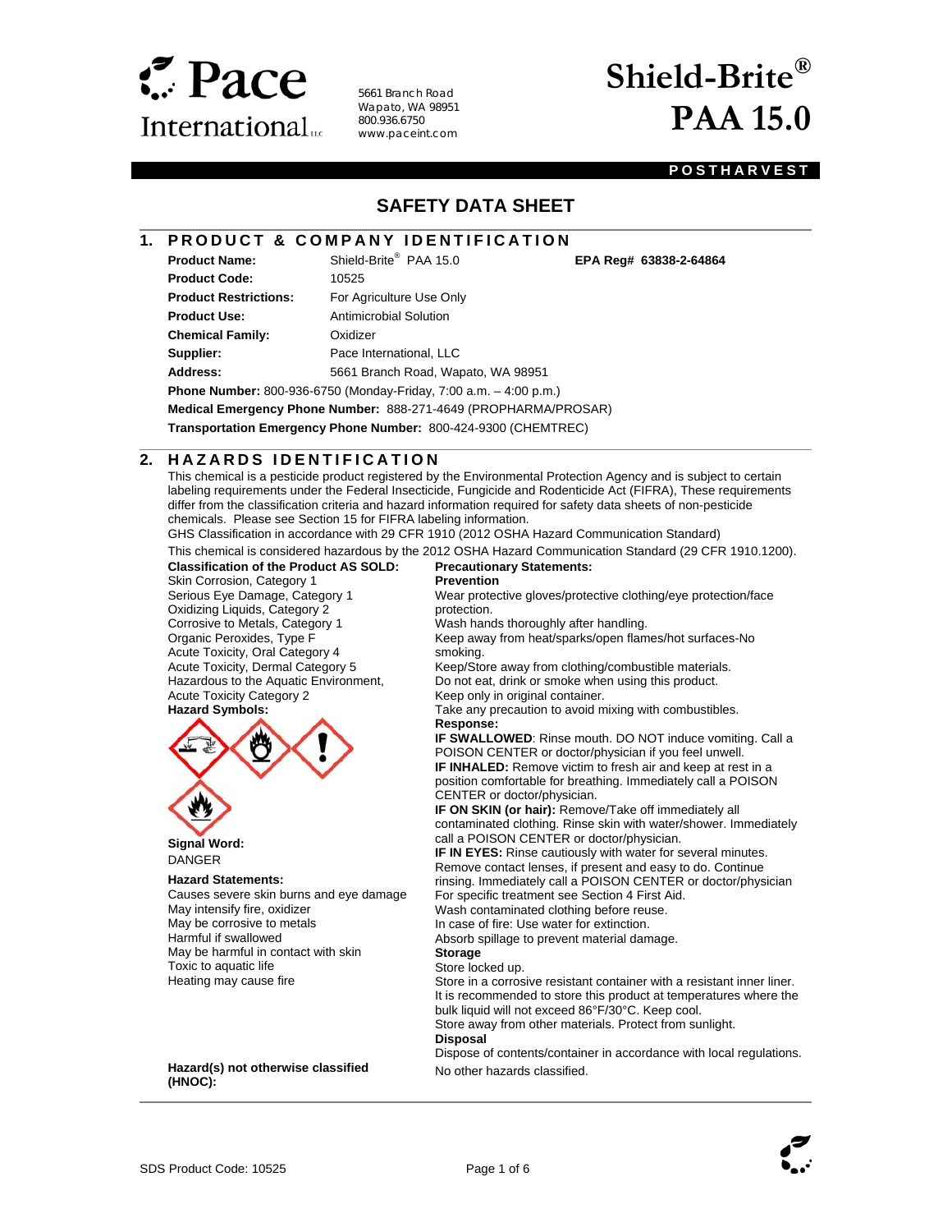Pace International LLC

5661 Branch Road
Wapato, WA 98951
800.936.6750
www.paceint.com

# Shield-Brite® PAA 15.0

**POSTHARVEST**

# SAFETY DATA SHEET

## 1. PRODUCT & COMPANY IDENTIFICATION

**Product Name:** Shield-Brite® PAA 15.0 **EPA Reg# 63838-2-64864**

**Product Code:** 10525

**Product Restrictions:** For Agriculture Use Only

**Product Use:** Antimicrobial Solution

**Chemical Family:** Oxidizer

**Supplier:** Pace International, LLC

**Address:** 5661 Branch Road, Wapato, WA 98951

**Phone Number:** 800-936-6750 (Monday-Friday, 7:00 a.m. – 4:00 p.m.)

**Medical Emergency Phone Number:** 888-271-4649 (PROPHARMA/PROSAR)

**Transportation Emergency Phone Number:** 800-424-9300 (CHEMTREC)

## 2. HAZARDS IDENTIFICATION

This chemical is a pesticide product registered by the Environmental Protection Agency and is subject to certain labeling requirements under the Federal Insecticide, Fungicide and Rodenticide Act (FIFRA), These requirements differ from the classification criteria and hazard information required for safety data sheets of non-pesticide chemicals. Please see Section 15 for FIFRA labeling information.

GHS Classification in accordance with 29 CFR 1910 (2012 OSHA Hazard Communication Standard)

This chemical is considered hazardous by the 2012 OSHA Hazard Communication Standard (29 CFR 1910.1200).

**Classification of the Product AS SOLD:**

Skin Corrosion, Category 1
Serious Eye Damage, Category 1
Oxidizing Liquids, Category 2
Corrosive to Metals, Category 1
Organic Peroxides, Type F
Acute Toxicity, Oral Category 4
Acute Toxicity, Dermal Category 5
Hazardous to the Aquatic Environment, Acute Toxicity Category 2

**Hazard Symbols:**

**Signal Word:**
DANGER

**Hazard Statements:**
Causes severe skin burns and eye damage
May intensify fire, oxidizer
May be corrosive to metals
Harmful if swallowed
May be harmful in contact with skin
Toxic to aquatic life
Heating may cause fire

**Precautionary Statements:**

**Prevention**
Wear protective gloves/protective clothing/eye protection/face protection.
Wash hands thoroughly after handling.
Keep away from heat/sparks/open flames/hot surfaces-No smoking.
Keep/Store away from clothing/combustible materials.
Do not eat, drink or smoke when using this product.
Keep only in original container.
Take any precaution to avoid mixing with combustibles.

**Response:**
**IF SWALLOWED**: Rinse mouth. DO NOT induce vomiting. Call a POISON CENTER or doctor/physician if you feel unwell.
**IF INHALED:** Remove victim to fresh air and keep at rest in a position comfortable for breathing. Immediately call a POISON CENTER or doctor/physician.
**IF ON SKIN (or hair):** Remove/Take off immediately all contaminated clothing. Rinse skin with water/shower. Immediately call a POISON CENTER or doctor/physician.
**IF IN EYES:** Rinse cautiously with water for several minutes. Remove contact lenses, if present and easy to do. Continue rinsing. Immediately call a POISON CENTER or doctor/physician
For specific treatment see Section 4 First Aid.
Wash contaminated clothing before reuse.
In case of fire: Use water for extinction.
Absorb spillage to prevent material damage.

**Storage**
Store locked up.
Store in a corrosive resistant container with a resistant inner liner.
It is recommended to store this product at temperatures where the bulk liquid will not exceed 86°F/30°C. Keep cool.
Store away from other materials. Protect from sunlight.

**Disposal**
Dispose of contents/container in accordance with local regulations.

**Hazard(s) not otherwise classified (HNOC):** No other hazards classified.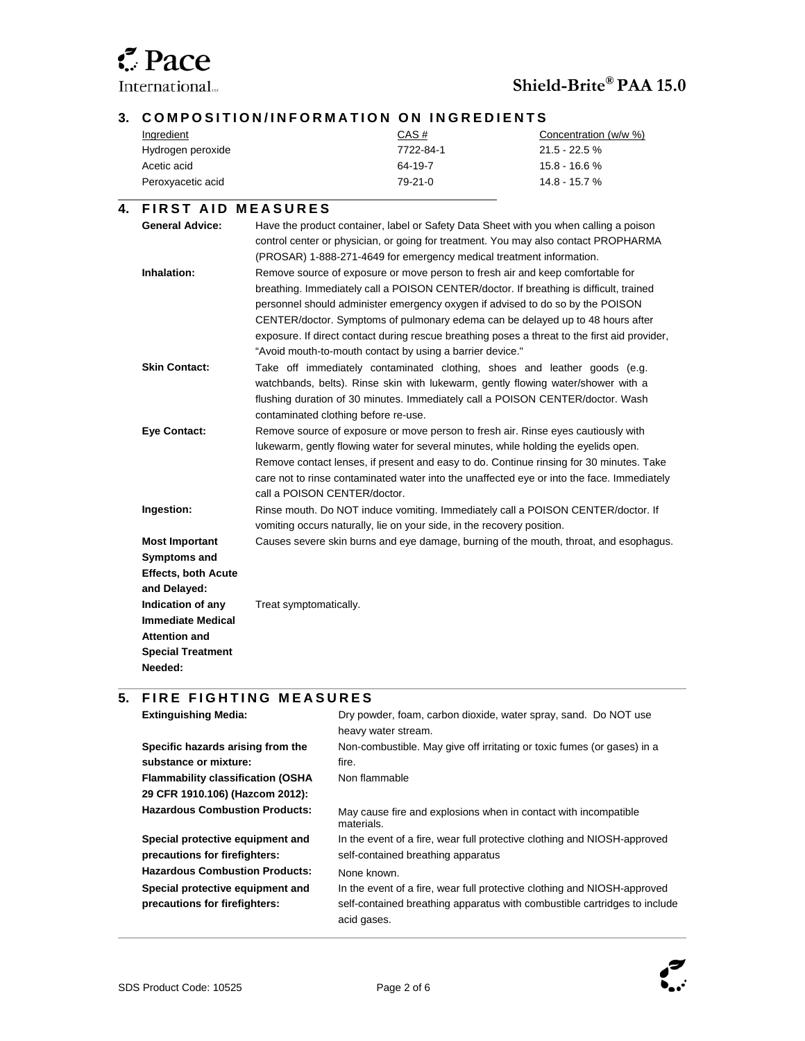## 3. COMPOSITION/INFORMATION ON INGREDIENTS

| Ingredient | CAS # | Concentration (w/w %) |
|---|---|---|
| Hydrogen peroxide | 7722-84-1 | 21.5 - 22.5 % |
| Acetic acid | 64-19-7 | 15.8 - 16.6 % |
| Peroxyacetic acid | 79-21-0 | 14.8 - 15.7 % |

## 4. FIRST AID MEASURES

**General Advice:** Have the product container, label or Safety Data Sheet with you when calling a poison control center or physician, or going for treatment. You may also contact PROPHARMA (PROSAR) 1-888-271-4649 for emergency medical treatment information.

**Inhalation:** Remove source of exposure or move person to fresh air and keep comfortable for breathing. Immediately call a POISON CENTER/doctor. If breathing is difficult, trained personnel should administer emergency oxygen if advised to do so by the POISON CENTER/doctor. Symptoms of pulmonary edema can be delayed up to 48 hours after exposure. If direct contact during rescue breathing poses a threat to the first aid provider, "Avoid mouth-to-mouth contact by using a barrier device."

**Skin Contact:** Take off immediately contaminated clothing, shoes and leather goods (e.g. watchbands, belts). Rinse skin with lukewarm, gently flowing water/shower with a flushing duration of 30 minutes. Immediately call a POISON CENTER/doctor. Wash contaminated clothing before re-use.

**Eye Contact:** Remove source of exposure or move person to fresh air. Rinse eyes cautiously with lukewarm, gently flowing water for several minutes, while holding the eyelids open. Remove contact lenses, if present and easy to do. Continue rinsing for 30 minutes. Take care not to rinse contaminated water into the unaffected eye or into the face. Immediately call a POISON CENTER/doctor.

**Ingestion:** Rinse mouth. Do NOT induce vomiting. Immediately call a POISON CENTER/doctor. If vomiting occurs naturally, lie on your side, in the recovery position.

**Most Important Symptoms and Effects, both Acute and Delayed:** Causes severe skin burns and eye damage, burning of the mouth, throat, and esophagus.

**Indication of any Immediate Medical Attention and Special Treatment Needed:** Treat symptomatically.

## 5. FIRE FIGHTING MEASURES

**Extinguishing Media:** Dry powder, foam, carbon dioxide, water spray, sand. Do NOT use heavy water stream.

**Specific hazards arising from the substance or mixture:** Non-combustible. May give off irritating or toxic fumes (or gases) in a fire.

**Flammability classification (OSHA 29 CFR 1910.106) (Hazcom 2012):** Non flammable

**Hazardous Combustion Products:** May cause fire and explosions when in contact with incompatible materials.

**Special protective equipment and precautions for firefighters:** In the event of a fire, wear full protective clothing and NIOSH-approved self-contained breathing apparatus

**Hazardous Combustion Products:** None known.

**Special protective equipment and precautions for firefighters:** In the event of a fire, wear full protective clothing and NIOSH-approved self-contained breathing apparatus with combustible cartridges to include acid gases.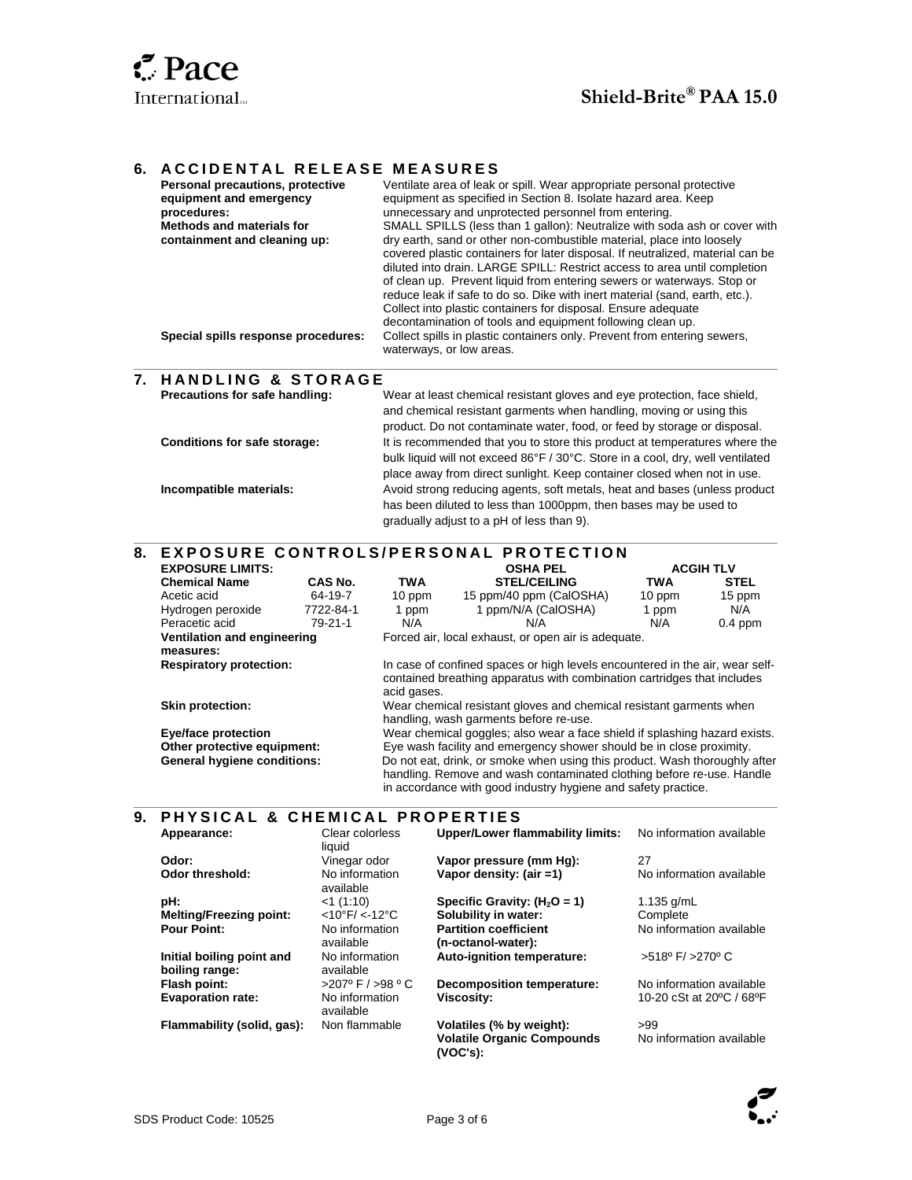## 6. ACCIDENTAL RELEASE MEASURES

**Personal precautions, protective equipment and emergency procedures:** Ventilate area of leak or spill. Wear appropriate personal protective equipment as specified in Section 8. Isolate hazard area. Keep unnecessary and unprotected personnel from entering.

**Methods and materials for containment and cleaning up:** SMALL SPILLS (less than 1 gallon): Neutralize with soda ash or cover with dry earth, sand or other non-combustible material, place into loosely covered plastic containers for later disposal. If neutralized, material can be diluted into drain. LARGE SPILL: Restrict access to area until completion of clean up. Prevent liquid from entering sewers or waterways. Stop or reduce leak if safe to do so. Dike with inert material (sand, earth, etc.). Collect into plastic containers for disposal. Ensure adequate decontamination of tools and equipment following clean up.

**Special spills response procedures:** Collect spills in plastic containers only. Prevent from entering sewers, waterways, or low areas.

## 7. HANDLING & STORAGE

**Precautions for safe handling:** Wear at least chemical resistant gloves and eye protection, face shield, and chemical resistant garments when handling, moving or using this product. Do not contaminate water, food, or feed by storage or disposal.

**Conditions for safe storage:** It is recommended that you to store this product at temperatures where the bulk liquid will not exceed 86°F / 30°C. Store in a cool, dry, well ventilated place away from direct sunlight. Keep container closed when not in use.

**Incompatible materials:** Avoid strong reducing agents, soft metals, heat and bases (unless product has been diluted to less than 1000ppm, then bases may be used to gradually adjust to a pH of less than 9).

## 8. EXPOSURE CONTROLS/PERSONAL PROTECTION

**EXPOSURE LIMITS:**

| Chemical Name | CAS No. | OSHA PEL TWA | OSHA PEL STEL/CEILING | ACGIH TLV TWA | ACGIH TLV STEL |
|---|---|---|---|---|---|
| Acetic acid | 64-19-7 | 10 ppm | 15 ppm/40 ppm (CalOSHA) | 10 ppm | 15 ppm |
| Hydrogen peroxide | 7722-84-1 | 1 ppm | 1 ppm/N/A (CalOSHA) | 1 ppm | N/A |
| Peracetic acid | 79-21-1 | N/A | N/A | N/A | 0.4 ppm |

**Ventilation and engineering measures:** Forced air, local exhaust, or open air is adequate.

**Respiratory protection:** In case of confined spaces or high levels encountered in the air, wear self-contained breathing apparatus with combination cartridges that includes acid gases.

**Skin protection:** Wear chemical resistant gloves and chemical resistant garments when handling, wash garments before re-use.

**Eye/face protection** Wear chemical goggles; also wear a face shield if splashing hazard exists.

**Other protective equipment:** Eye wash facility and emergency shower should be in close proximity.

**General hygiene conditions:** Do not eat, drink, or smoke when using this product. Wash thoroughly after handling. Remove and wash contaminated clothing before re-use. Handle in accordance with good industry hygiene and safety practice.

## 9. PHYSICAL & CHEMICAL PROPERTIES

| Property | Value | Property | Value |
|---|---|---|---|
| **Appearance:** | Clear colorless liquid | **Upper/Lower flammability limits:** | No information available |
| **Odor:** | Vinegar odor | **Vapor pressure (mm Hg):** | 27 |
| **Odor threshold:** | No information available | **Vapor density: (air =1)** | No information available |
| **pH:** | <1 (1:10) | **Specific Gravity: ($H_2O$ = 1)** | 1.135 g/mL |
| **Melting/Freezing point:** | <10°F/ <-12°C | **Solubility in water:** | Complete |
| **Pour Point:** | No information available | **Partition coefficient (n-octanol-water):** | No information available |
| **Initial boiling point and boiling range:** | No information available | **Auto-ignition temperature:** | >518º F/ >270º C |
| **Flash point:** | >207º F / >98 º C | **Decomposition temperature:** | No information available |
| **Evaporation rate:** | No information available | **Viscosity:** | 10-20 cSt at 20ºC / 68ºF |
| **Flammability (solid, gas):** | Non flammable | **Volatiles (% by weight):** | >99 |
| | | **Volatile Organic Compounds (VOC's):** | No information available |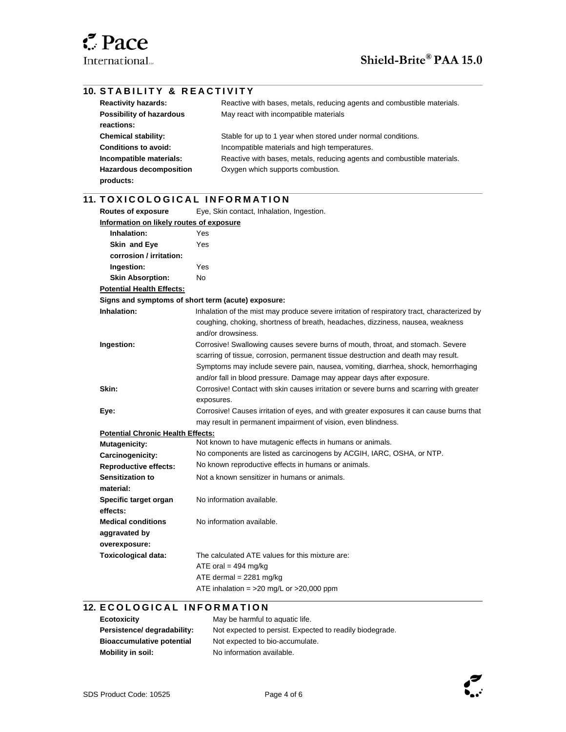## 10. STABILITY & REACTIVITY

| | |
|---|---|
| **Reactivity hazards:** | Reactive with bases, metals, reducing agents and combustible materials. |
| **Possibility of hazardous reactions:** | May react with incompatible materials |
| **Chemical stability:** | Stable for up to 1 year when stored under normal conditions. |
| **Conditions to avoid:** | Incompatible materials and high temperatures. |
| **Incompatible materials:** | Reactive with bases, metals, reducing agents and combustible materials. |
| **Hazardous decomposition products:** | Oxygen which supports combustion. |

## 11. TOXICOLOGICAL INFORMATION

**Routes of exposure** Eye, Skin contact, Inhalation, Ingestion.

**Information on likely routes of exposure**

| | |
|---|---|
| **Inhalation:** | Yes |
| **Skin and Eye corrosion / irritation:** | Yes |
| **Ingestion:** | Yes |
| **Skin Absorption:** | No |

**Potential Health Effects:**

**Signs and symptoms of short term (acute) exposure:**

| | |
|---|---|
| **Inhalation:** | Inhalation of the mist may produce severe irritation of respiratory tract, characterized by coughing, choking, shortness of breath, headaches, dizziness, nausea, weakness and/or drowsiness. |
| **Ingestion:** | Corrosive! Swallowing causes severe burns of mouth, throat, and stomach. Severe scarring of tissue, corrosion, permanent tissue destruction and death may result. Symptoms may include severe pain, nausea, vomiting, diarrhea, shock, hemorrhaging and/or fall in blood pressure. Damage may appear days after exposure. |
| **Skin:** | Corrosive! Contact with skin causes irritation or severe burns and scarring with greater exposures. |
| **Eye:** | Corrosive! Causes irritation of eyes, and with greater exposures it can cause burns that may result in permanent impairment of vision, even blindness. |

**Potential Chronic Health Effects:**

| | |
|---|---|
| **Mutagenicity:** | Not known to have mutagenic effects in humans or animals. |
| **Carcinogenicity:** | No components are listed as carcinogens by ACGIH, IARC, OSHA, or NTP. |
| **Reproductive effects:** | No known reproductive effects in humans or animals. |
| **Sensitization to material:** | Not a known sensitizer in humans or animals. |
| **Specific target organ effects:** | No information available. |
| **Medical conditions aggravated by overexposure:** | No information available. |
| **Toxicological data:** | The calculated ATE values for this mixture are:<br>ATE oral = 494 mg/kg<br>ATE dermal = 2281 mg/kg<br>ATE inhalation = >20 mg/L or >20,000 ppm |

## 12. ECOLOGICAL INFORMATION

| | |
|---|---|
| **Ecotoxicity** | May be harmful to aquatic life. |
| **Persistence/ degradability:** | Not expected to persist. Expected to readily biodegrade. |
| **Bioaccumulative potential** | Not expected to bio-accumulate. |
| **Mobility in soil:** | No information available. |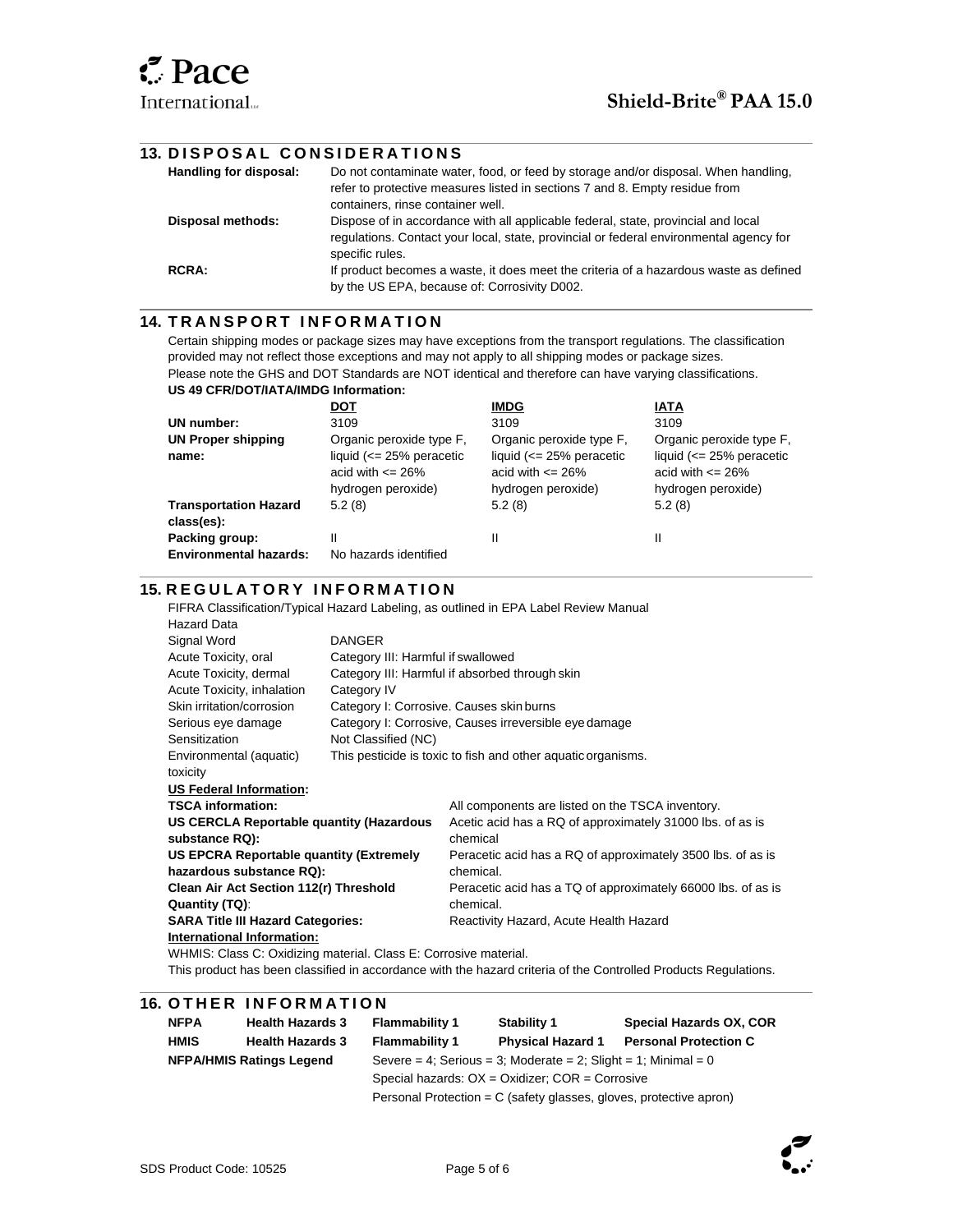## 13. DISPOSAL CONSIDERATIONS

| | |
|---|---|
| **Handling for disposal:** | Do not contaminate water, food, or feed by storage and/or disposal. When handling, refer to protective measures listed in sections 7 and 8. Empty residue from containers, rinse container well. |
| **Disposal methods:** | Dispose of in accordance with all applicable federal, state, provincial and local regulations. Contact your local, state, provincial or federal environmental agency for specific rules. |
| **RCRA:** | If product becomes a waste, it does meet the criteria of a hazardous waste as defined by the US EPA, because of: Corrosivity D002. |

## 14. TRANSPORT INFORMATION

Certain shipping modes or package sizes may have exceptions from the transport regulations. The classification provided may not reflect those exceptions and may not apply to all shipping modes or package sizes. Please note the GHS and DOT Standards are NOT identical and therefore can have varying classifications.

**US 49 CFR/DOT/IATA/IMDG Information:**

| | DOT | IMDG | IATA |
|---|---|---|---|
| **UN number:** | 3109 | 3109 | 3109 |
| **UN Proper shipping name:** | Organic peroxide type F, liquid (<= 25% peracetic acid with <= 26% hydrogen peroxide) | Organic peroxide type F, liquid (<= 25% peracetic acid with <= 26% hydrogen peroxide) | Organic peroxide type F, liquid (<= 25% peracetic acid with <= 26% hydrogen peroxide) |
| **Transportation Hazard class(es):** | 5.2 (8) | 5.2 (8) | 5.2 (8) |
| **Packing group:** | II | II | II |
| **Environmental hazards:** | No hazards identified | | |

## 15. REGULATORY INFORMATION

FIFRA Classification/Typical Hazard Labeling, as outlined in EPA Label Review Manual

| Hazard Data | |
|---|---|
| Signal Word | DANGER |
| Acute Toxicity, oral | Category III: Harmful if swallowed |
| Acute Toxicity, dermal | Category III: Harmful if absorbed through skin |
| Acute Toxicity, inhalation | Category IV |
| Skin irritation/corrosion | Category I: Corrosive. Causes skin burns |
| Serious eye damage | Category I: Corrosive, Causes irreversible eye damage |
| Sensitization | Not Classified (NC) |
| Environmental (aquatic) toxicity | This pesticide is toxic to fish and other aquatic organisms. |

**US Federal Information:**

| | |
|---|---|
| **TSCA information:** | All components are listed on the TSCA inventory. |
| **US CERCLA Reportable quantity (Hazardous substance RQ):** | Acetic acid has a RQ of approximately 31000 lbs. of as is chemical |
| **US EPCRA Reportable quantity (Extremely hazardous substance RQ):** | Peracetic acid has a RQ of approximately 3500 lbs. of as is chemical. |
| **Clean Air Act Section 112(r) Threshold Quantity (TQ)**: | Peracetic acid has a TQ of approximately 66000 lbs. of as is chemical. |
| **SARA Title III Hazard Categories:** | Reactivity Hazard, Acute Health Hazard |

**International Information:**

WHMIS: Class C: Oxidizing material. Class E: Corrosive material.

This product has been classified in accordance with the hazard criteria of the Controlled Products Regulations.

## 16. OTHER INFORMATION

| | | | | |
|---|---|---|---|---|
| **NFPA** | **Health Hazards 3** | **Flammability 1** | **Stability 1** | **Special Hazards OX, COR** |
| **HMIS** | **Health Hazards 3** | **Flammability 1** | **Physical Hazard 1** | **Personal Protection C** |

**NFPA/HMIS Ratings Legend**

Severe = 4; Serious = 3; Moderate = 2; Slight = 1; Minimal = 0

Special hazards: OX = Oxidizer; COR = Corrosive

Personal Protection = C (safety glasses, gloves, protective apron)

SDS Product Code: 10525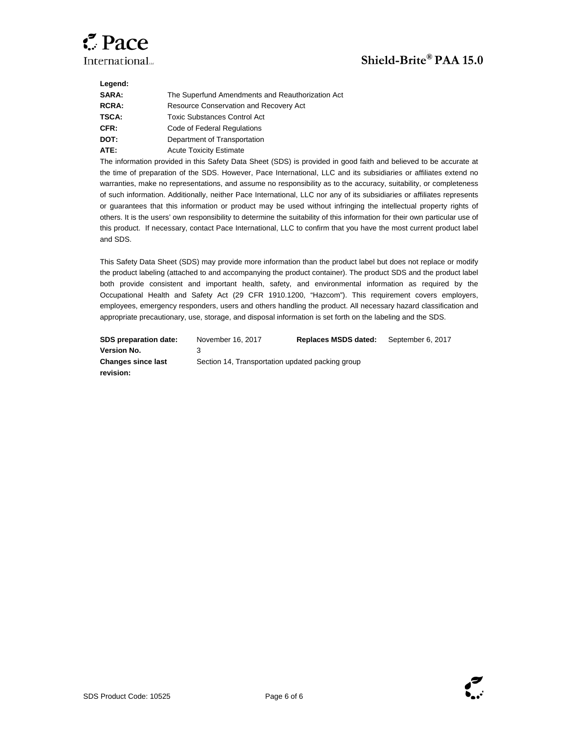**Legend:**

| | |
|---|---|
| **SARA:** | The Superfund Amendments and Reauthorization Act |
| **RCRA:** | Resource Conservation and Recovery Act |
| **TSCA:** | Toxic Substances Control Act |
| **CFR:** | Code of Federal Regulations |
| **DOT:** | Department of Transportation |
| **ATE:** | Acute Toxicity Estimate |

The information provided in this Safety Data Sheet (SDS) is provided in good faith and believed to be accurate at the time of preparation of the SDS. However, Pace International, LLC and its subsidiaries or affiliates extend no warranties, make no representations, and assume no responsibility as to the accuracy, suitability, or completeness of such information. Additionally, neither Pace International, LLC nor any of its subsidiaries or affiliates represents or guarantees that this information or product may be used without infringing the intellectual property rights of others. It is the users' own responsibility to determine the suitability of this information for their own particular use of this product. If necessary, contact Pace International, LLC to confirm that you have the most current product label and SDS.

This Safety Data Sheet (SDS) may provide more information than the product label but does not replace or modify the product labeling (attached to and accompanying the product container). The product SDS and the product label both provide consistent and important health, safety, and environmental information as required by the Occupational Health and Safety Act (29 CFR 1910.1200, "Hazcom"). This requirement covers employers, employees, emergency responders, users and others handling the product. All necessary hazard classification and appropriate precautionary, use, storage, and disposal information is set forth on the labeling and the SDS.

| | | | |
|---|---|---|---|
| **SDS preparation date:** | November 16, 2017 | **Replaces MSDS dated:** | September 6, 2017 |
| **Version No.** | 3 | | |
| **Changes since last revision:** | Section 14, Transportation updated packing group | | |